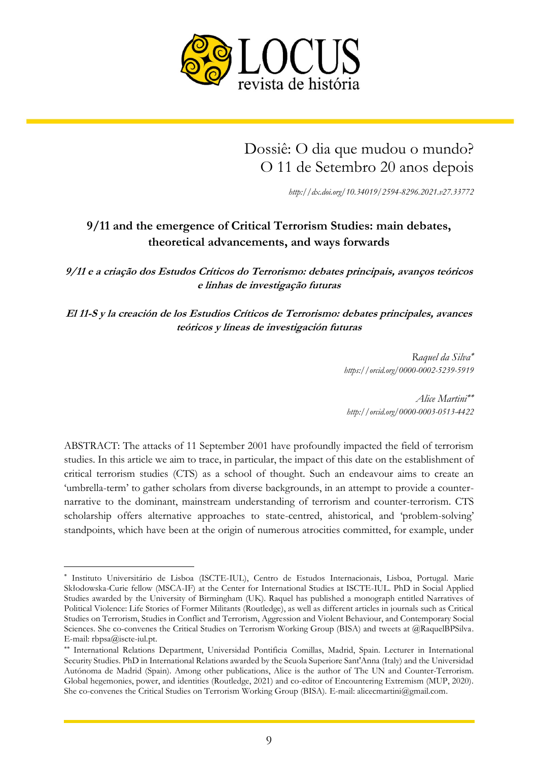Dossiê: O dia que mudou o mundo?
O 11 de Setembro 20 anos depois

*http://dx.doi.org/10.34019/2594-8296.2021.v27.33772*

# 9/11 and the emergence of Critical Terrorism Studies: main debates, theoretical advancements, and ways forwards

***9/11 e a criação dos Estudos Críticos do Terrorismo: debates principais, avanços teóricos e linhas de investigação futuras***

***El 11-S y la creación de los Estudios Críticos de Terrorismo: debates principales, avances teóricos y líneas de investigación futuras***

*Raquel da Silva*[*]
*https://orcid.org/0000-0002-5239-5919*

*Alice Martini*[**]
*http://orcid.org/0000-0003-0513-4422*

ABSTRACT: The attacks of 11 September 2001 have profoundly impacted the field of terrorism studies. In this article we aim to trace, in particular, the impact of this date on the establishment of critical terrorism studies (CTS) as a school of thought. Such an endeavour aims to create an 'umbrella-term' to gather scholars from diverse backgrounds, in an attempt to provide a counter-narrative to the dominant, mainstream understanding of terrorism and counter-terrorism. CTS scholarship offers alternative approaches to state-centred, ahistorical, and 'problem-solving' standpoints, which have been at the origin of numerous atrocities committed, for example, under

---

[*] Instituto Universitário de Lisboa (ISCTE-IUL), Centro de Estudos Internacionais, Lisboa, Portugal. Marie Skłodowska-Curie fellow (MSCA-IF) at the Center for International Studies at ISCTE-IUL. PhD in Social Applied Studies awarded by the University of Birmingham (UK). Raquel has published a monograph entitled Narratives of Political Violence: Life Stories of Former Militants (Routledge), as well as different articles in journals such as Critical Studies on Terrorism, Studies in Conflict and Terrorism, Aggression and Violent Behaviour, and Contemporary Social Sciences. She co-convenes the Critical Studies on Terrorism Working Group (BISA) and tweets at @RaquelBPSilva. E-mail: rbpsa@iscte-iul.pt.

[**] International Relations Department, Universidad Pontificia Comillas, Madrid, Spain. Lecturer in International Security Studies. PhD in International Relations awarded by the Scuola Superiore Sant'Anna (Italy) and the Universidad Autónoma de Madrid (Spain). Among other publications, Alice is the author of The UN and Counter-Terrorism. Global hegemonies, power, and identities (Routledge, 2021) and co-editor of Encountering Extremism (MUP, 2020). She co-convenes the Critical Studies on Terrorism Working Group (BISA). E-mail: alicecmartini@gmail.com.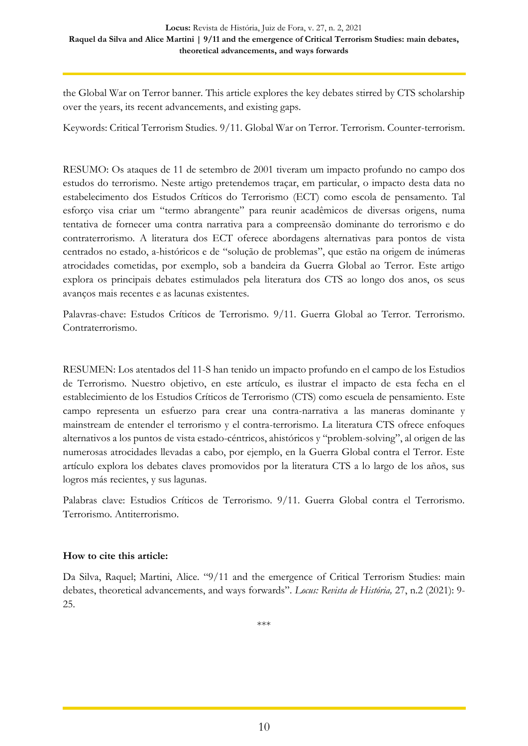the Global War on Terror banner. This article explores the key debates stirred by CTS scholarship over the years, its recent advancements, and existing gaps.

Keywords: Critical Terrorism Studies. 9/11. Global War on Terror. Terrorism. Counter-terrorism.

RESUMO: Os ataques de 11 de setembro de 2001 tiveram um impacto profundo no campo dos estudos do terrorismo. Neste artigo pretendemos traçar, em particular, o impacto desta data no estabelecimento dos Estudos Críticos do Terrorismo (ECT) como escola de pensamento. Tal esforço visa criar um "termo abrangente" para reunir acadêmicos de diversas origens, numa tentativa de fornecer uma contra narrativa para a compreensão dominante do terrorismo e do contraterrorismo. A literatura dos ECT oferece abordagens alternativas para pontos de vista centrados no estado, a-históricos e de "solução de problemas", que estão na origem de inúmeras atrocidades cometidas, por exemplo, sob a bandeira da Guerra Global ao Terror. Este artigo explora os principais debates estimulados pela literatura dos CTS ao longo dos anos, os seus avanços mais recentes e as lacunas existentes.

Palavras-chave: Estudos Críticos de Terrorismo. 9/11. Guerra Global ao Terror. Terrorismo. Contraterrorismo.

RESUMEN: Los atentados del 11-S han tenido un impacto profundo en el campo de los Estudios de Terrorismo. Nuestro objetivo, en este artículo, es ilustrar el impacto de esta fecha en el establecimiento de los Estudios Críticos de Terrorismo (CTS) como escuela de pensamiento. Este campo representa un esfuerzo para crear una contra-narrativa a las maneras dominante y mainstream de entender el terrorismo y el contra-terrorismo. La literatura CTS ofrece enfoques alternativos a los puntos de vista estado-céntricos, ahistóricos y "problem-solving", al origen de las numerosas atrocidades llevadas a cabo, por ejemplo, en la Guerra Global contra el Terror. Este artículo explora los debates claves promovidos por la literatura CTS a lo largo de los años, sus logros más recientes, y sus lagunas.

Palabras clave: Estudios Críticos de Terrorismo. 9/11. Guerra Global contra el Terrorismo. Terrorismo. Antiterrorismo.

**How to cite this article:**

Da Silva, Raquel; Martini, Alice. "9/11 and the emergence of Critical Terrorism Studies: main debates, theoretical advancements, and ways forwards". *Locus: Revista de História,* 27, n.2 (2021): 9-25.

\*\*\*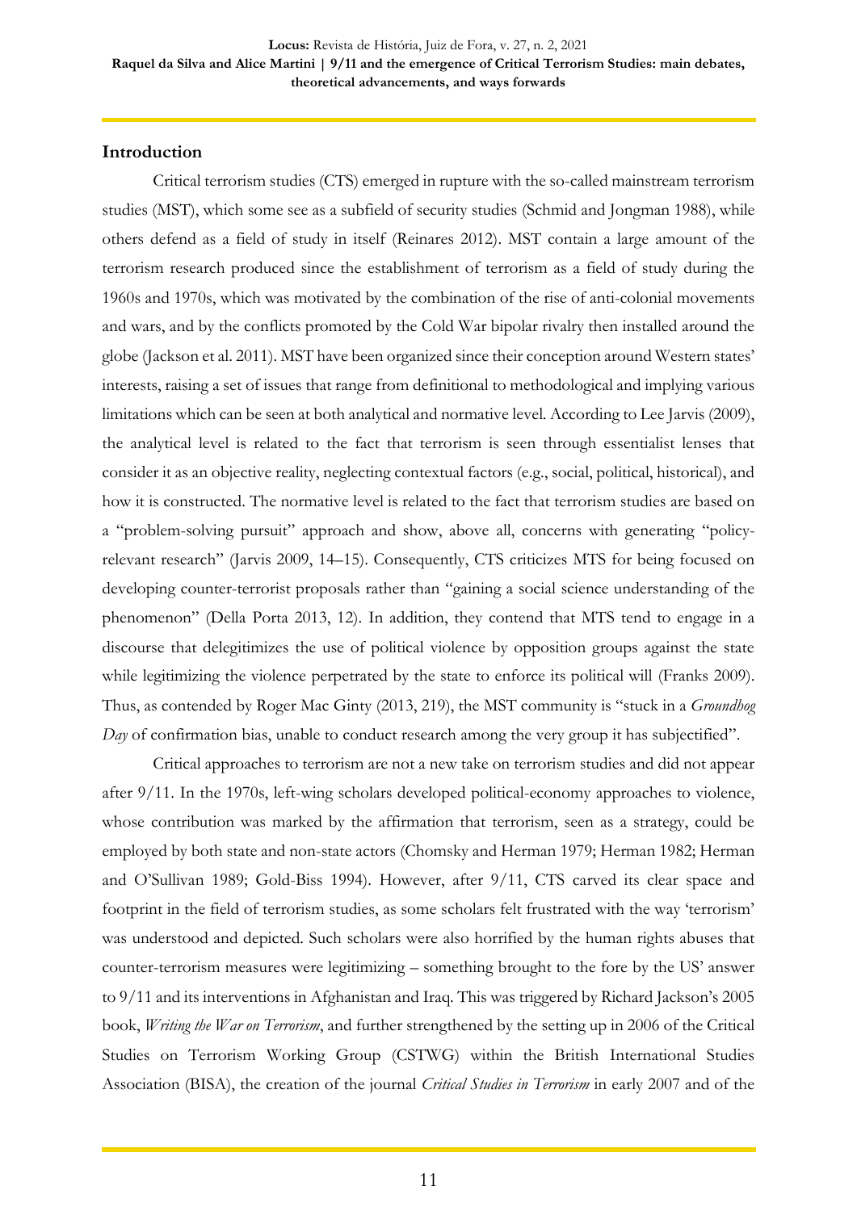## Introduction

Critical terrorism studies (CTS) emerged in rupture with the so-called mainstream terrorism studies (MST), which some see as a subfield of security studies (Schmid and Jongman 1988), while others defend as a field of study in itself (Reinares 2012). MST contain a large amount of the terrorism research produced since the establishment of terrorism as a field of study during the 1960s and 1970s, which was motivated by the combination of the rise of anti-colonial movements and wars, and by the conflicts promoted by the Cold War bipolar rivalry then installed around the globe (Jackson et al. 2011). MST have been organized since their conception around Western states' interests, raising a set of issues that range from definitional to methodological and implying various limitations which can be seen at both analytical and normative level. According to Lee Jarvis (2009), the analytical level is related to the fact that terrorism is seen through essentialist lenses that consider it as an objective reality, neglecting contextual factors (e.g., social, political, historical), and how it is constructed. The normative level is related to the fact that terrorism studies are based on a "problem-solving pursuit" approach and show, above all, concerns with generating "policy-relevant research" (Jarvis 2009, 14–15). Consequently, CTS criticizes MTS for being focused on developing counter-terrorist proposals rather than "gaining a social science understanding of the phenomenon" (Della Porta 2013, 12). In addition, they contend that MTS tend to engage in a discourse that delegitimizes the use of political violence by opposition groups against the state while legitimizing the violence perpetrated by the state to enforce its political will (Franks 2009). Thus, as contended by Roger Mac Ginty (2013, 219), the MST community is "stuck in a *Groundhog Day* of confirmation bias, unable to conduct research among the very group it has subjectified".

Critical approaches to terrorism are not a new take on terrorism studies and did not appear after 9/11. In the 1970s, left-wing scholars developed political-economy approaches to violence, whose contribution was marked by the affirmation that terrorism, seen as a strategy, could be employed by both state and non-state actors (Chomsky and Herman 1979; Herman 1982; Herman and O'Sullivan 1989; Gold-Biss 1994). However, after 9/11, CTS carved its clear space and footprint in the field of terrorism studies, as some scholars felt frustrated with the way 'terrorism' was understood and depicted. Such scholars were also horrified by the human rights abuses that counter-terrorism measures were legitimizing – something brought to the fore by the US' answer to 9/11 and its interventions in Afghanistan and Iraq. This was triggered by Richard Jackson's 2005 book, *Writing the War on Terrorism*, and further strengthened by the setting up in 2006 of the Critical Studies on Terrorism Working Group (CSTWG) within the British International Studies Association (BISA), the creation of the journal *Critical Studies in Terrorism* in early 2007 and of the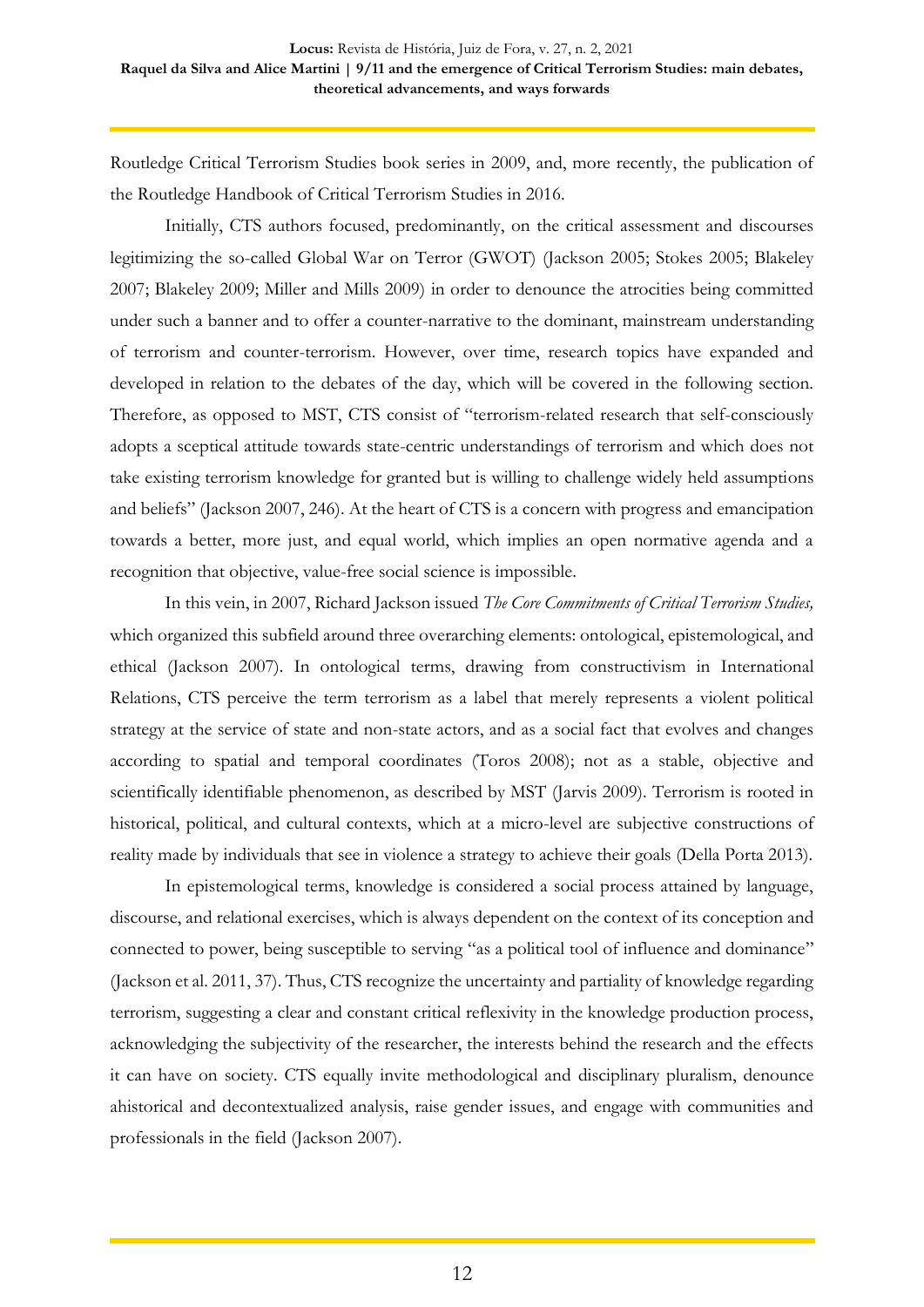Routledge Critical Terrorism Studies book series in 2009, and, more recently, the publication of the Routledge Handbook of Critical Terrorism Studies in 2016.

Initially, CTS authors focused, predominantly, on the critical assessment and discourses legitimizing the so-called Global War on Terror (GWOT) (Jackson 2005; Stokes 2005; Blakeley 2007; Blakeley 2009; Miller and Mills 2009) in order to denounce the atrocities being committed under such a banner and to offer a counter-narrative to the dominant, mainstream understanding of terrorism and counter-terrorism. However, over time, research topics have expanded and developed in relation to the debates of the day, which will be covered in the following section. Therefore, as opposed to MST, CTS consist of "terrorism-related research that self-consciously adopts a sceptical attitude towards state-centric understandings of terrorism and which does not take existing terrorism knowledge for granted but is willing to challenge widely held assumptions and beliefs" (Jackson 2007, 246). At the heart of CTS is a concern with progress and emancipation towards a better, more just, and equal world, which implies an open normative agenda and a recognition that objective, value-free social science is impossible.

In this vein, in 2007, Richard Jackson issued *The Core Commitments of Critical Terrorism Studies,* which organized this subfield around three overarching elements: ontological, epistemological, and ethical (Jackson 2007). In ontological terms, drawing from constructivism in International Relations, CTS perceive the term terrorism as a label that merely represents a violent political strategy at the service of state and non-state actors, and as a social fact that evolves and changes according to spatial and temporal coordinates (Toros 2008); not as a stable, objective and scientifically identifiable phenomenon, as described by MST (Jarvis 2009). Terrorism is rooted in historical, political, and cultural contexts, which at a micro-level are subjective constructions of reality made by individuals that see in violence a strategy to achieve their goals (Della Porta 2013).

In epistemological terms, knowledge is considered a social process attained by language, discourse, and relational exercises, which is always dependent on the context of its conception and connected to power, being susceptible to serving "as a political tool of influence and dominance" (Jackson et al. 2011, 37). Thus, CTS recognize the uncertainty and partiality of knowledge regarding terrorism, suggesting a clear and constant critical reflexivity in the knowledge production process, acknowledging the subjectivity of the researcher, the interests behind the research and the effects it can have on society. CTS equally invite methodological and disciplinary pluralism, denounce ahistorical and decontextualized analysis, raise gender issues, and engage with communities and professionals in the field (Jackson 2007).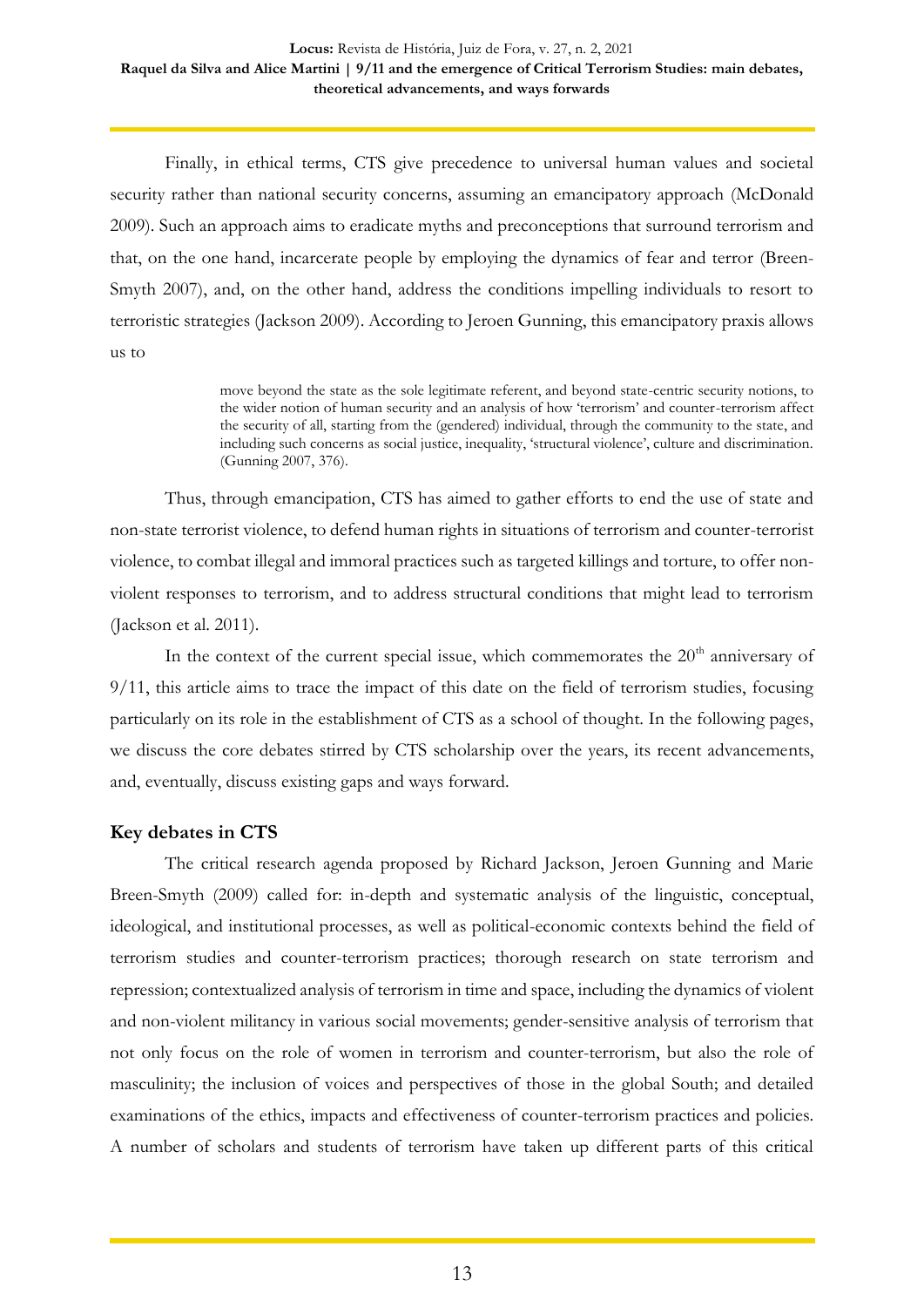Finally, in ethical terms, CTS give precedence to universal human values and societal security rather than national security concerns, assuming an emancipatory approach (McDonald 2009). Such an approach aims to eradicate myths and preconceptions that surround terrorism and that, on the one hand, incarcerate people by employing the dynamics of fear and terror (Breen-Smyth 2007), and, on the other hand, address the conditions impelling individuals to resort to terroristic strategies (Jackson 2009). According to Jeroen Gunning, this emancipatory praxis allows us to

> move beyond the state as the sole legitimate referent, and beyond state-centric security notions, to the wider notion of human security and an analysis of how 'terrorism' and counter-terrorism affect the security of all, starting from the (gendered) individual, through the community to the state, and including such concerns as social justice, inequality, 'structural violence', culture and discrimination. (Gunning 2007, 376).

Thus, through emancipation, CTS has aimed to gather efforts to end the use of state and non-state terrorist violence, to defend human rights in situations of terrorism and counter-terrorist violence, to combat illegal and immoral practices such as targeted killings and torture, to offer non-violent responses to terrorism, and to address structural conditions that might lead to terrorism (Jackson et al. 2011).

In the context of the current special issue, which commemorates the 20th anniversary of 9/11, this article aims to trace the impact of this date on the field of terrorism studies, focusing particularly on its role in the establishment of CTS as a school of thought. In the following pages, we discuss the core debates stirred by CTS scholarship over the years, its recent advancements, and, eventually, discuss existing gaps and ways forward.

## Key debates in CTS

The critical research agenda proposed by Richard Jackson, Jeroen Gunning and Marie Breen-Smyth (2009) called for: in-depth and systematic analysis of the linguistic, conceptual, ideological, and institutional processes, as well as political-economic contexts behind the field of terrorism studies and counter-terrorism practices; thorough research on state terrorism and repression; contextualized analysis of terrorism in time and space, including the dynamics of violent and non-violent militancy in various social movements; gender-sensitive analysis of terrorism that not only focus on the role of women in terrorism and counter-terrorism, but also the role of masculinity; the inclusion of voices and perspectives of those in the global South; and detailed examinations of the ethics, impacts and effectiveness of counter-terrorism practices and policies. A number of scholars and students of terrorism have taken up different parts of this critical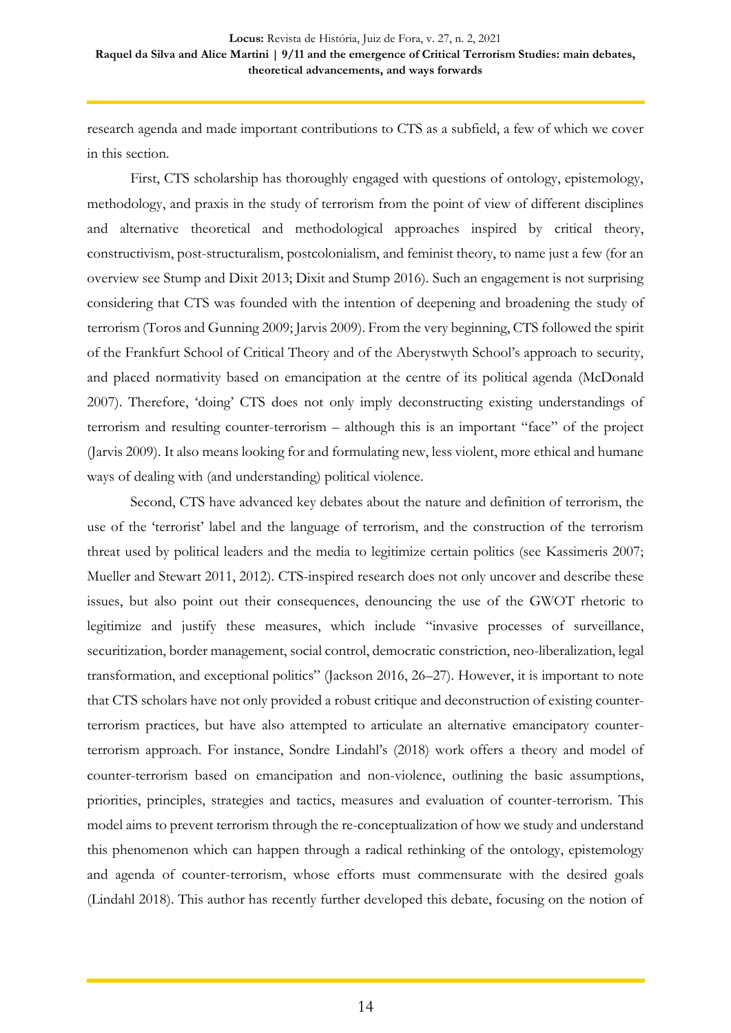research agenda and made important contributions to CTS as a subfield, a few of which we cover in this section.

First, CTS scholarship has thoroughly engaged with questions of ontology, epistemology, methodology, and praxis in the study of terrorism from the point of view of different disciplines and alternative theoretical and methodological approaches inspired by critical theory, constructivism, post-structuralism, postcolonialism, and feminist theory, to name just a few (for an overview see Stump and Dixit 2013; Dixit and Stump 2016). Such an engagement is not surprising considering that CTS was founded with the intention of deepening and broadening the study of terrorism (Toros and Gunning 2009; Jarvis 2009). From the very beginning, CTS followed the spirit of the Frankfurt School of Critical Theory and of the Aberystwyth School's approach to security, and placed normativity based on emancipation at the centre of its political agenda (McDonald 2007). Therefore, 'doing' CTS does not only imply deconstructing existing understandings of terrorism and resulting counter-terrorism – although this is an important "face" of the project (Jarvis 2009). It also means looking for and formulating new, less violent, more ethical and humane ways of dealing with (and understanding) political violence.

Second, CTS have advanced key debates about the nature and definition of terrorism, the use of the 'terrorist' label and the language of terrorism, and the construction of the terrorism threat used by political leaders and the media to legitimize certain politics (see Kassimeris 2007; Mueller and Stewart 2011, 2012). CTS-inspired research does not only uncover and describe these issues, but also point out their consequences, denouncing the use of the GWOT rhetoric to legitimize and justify these measures, which include "invasive processes of surveillance, securitization, border management, social control, democratic constriction, neo-liberalization, legal transformation, and exceptional politics" (Jackson 2016, 26–27). However, it is important to note that CTS scholars have not only provided a robust critique and deconstruction of existing counter-terrorism practices, but have also attempted to articulate an alternative emancipatory counter-terrorism approach. For instance, Sondre Lindahl's (2018) work offers a theory and model of counter-terrorism based on emancipation and non-violence, outlining the basic assumptions, priorities, principles, strategies and tactics, measures and evaluation of counter-terrorism. This model aims to prevent terrorism through the re-conceptualization of how we study and understand this phenomenon which can happen through a radical rethinking of the ontology, epistemology and agenda of counter-terrorism, whose efforts must commensurate with the desired goals (Lindahl 2018). This author has recently further developed this debate, focusing on the notion of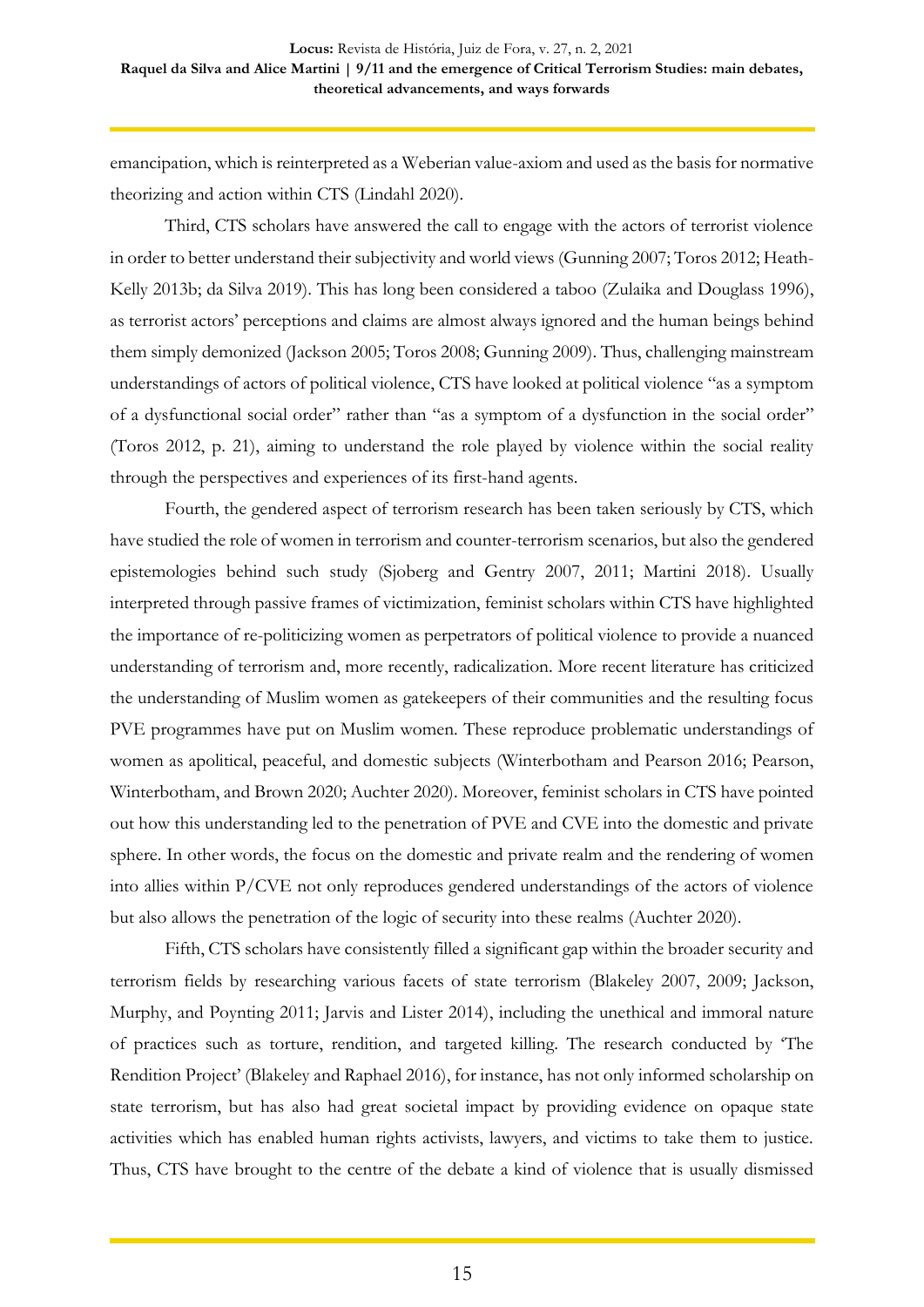emancipation, which is reinterpreted as a Weberian value-axiom and used as the basis for normative theorizing and action within CTS (Lindahl 2020).

Third, CTS scholars have answered the call to engage with the actors of terrorist violence in order to better understand their subjectivity and world views (Gunning 2007; Toros 2012; Heath-Kelly 2013b; da Silva 2019). This has long been considered a taboo (Zulaika and Douglass 1996), as terrorist actors' perceptions and claims are almost always ignored and the human beings behind them simply demonized (Jackson 2005; Toros 2008; Gunning 2009). Thus, challenging mainstream understandings of actors of political violence, CTS have looked at political violence "as a symptom of a dysfunctional social order" rather than "as a symptom of a dysfunction in the social order" (Toros 2012, p. 21), aiming to understand the role played by violence within the social reality through the perspectives and experiences of its first-hand agents.

Fourth, the gendered aspect of terrorism research has been taken seriously by CTS, which have studied the role of women in terrorism and counter-terrorism scenarios, but also the gendered epistemologies behind such study (Sjoberg and Gentry 2007, 2011; Martini 2018). Usually interpreted through passive frames of victimization, feminist scholars within CTS have highlighted the importance of re-politicizing women as perpetrators of political violence to provide a nuanced understanding of terrorism and, more recently, radicalization. More recent literature has criticized the understanding of Muslim women as gatekeepers of their communities and the resulting focus PVE programmes have put on Muslim women. These reproduce problematic understandings of women as apolitical, peaceful, and domestic subjects (Winterbotham and Pearson 2016; Pearson, Winterbotham, and Brown 2020; Auchter 2020). Moreover, feminist scholars in CTS have pointed out how this understanding led to the penetration of PVE and CVE into the domestic and private sphere. In other words, the focus on the domestic and private realm and the rendering of women into allies within P/CVE not only reproduces gendered understandings of the actors of violence but also allows the penetration of the logic of security into these realms (Auchter 2020).

Fifth, CTS scholars have consistently filled a significant gap within the broader security and terrorism fields by researching various facets of state terrorism (Blakeley 2007, 2009; Jackson, Murphy, and Poynting 2011; Jarvis and Lister 2014), including the unethical and immoral nature of practices such as torture, rendition, and targeted killing. The research conducted by 'The Rendition Project' (Blakeley and Raphael 2016), for instance, has not only informed scholarship on state terrorism, but has also had great societal impact by providing evidence on opaque state activities which has enabled human rights activists, lawyers, and victims to take them to justice. Thus, CTS have brought to the centre of the debate a kind of violence that is usually dismissed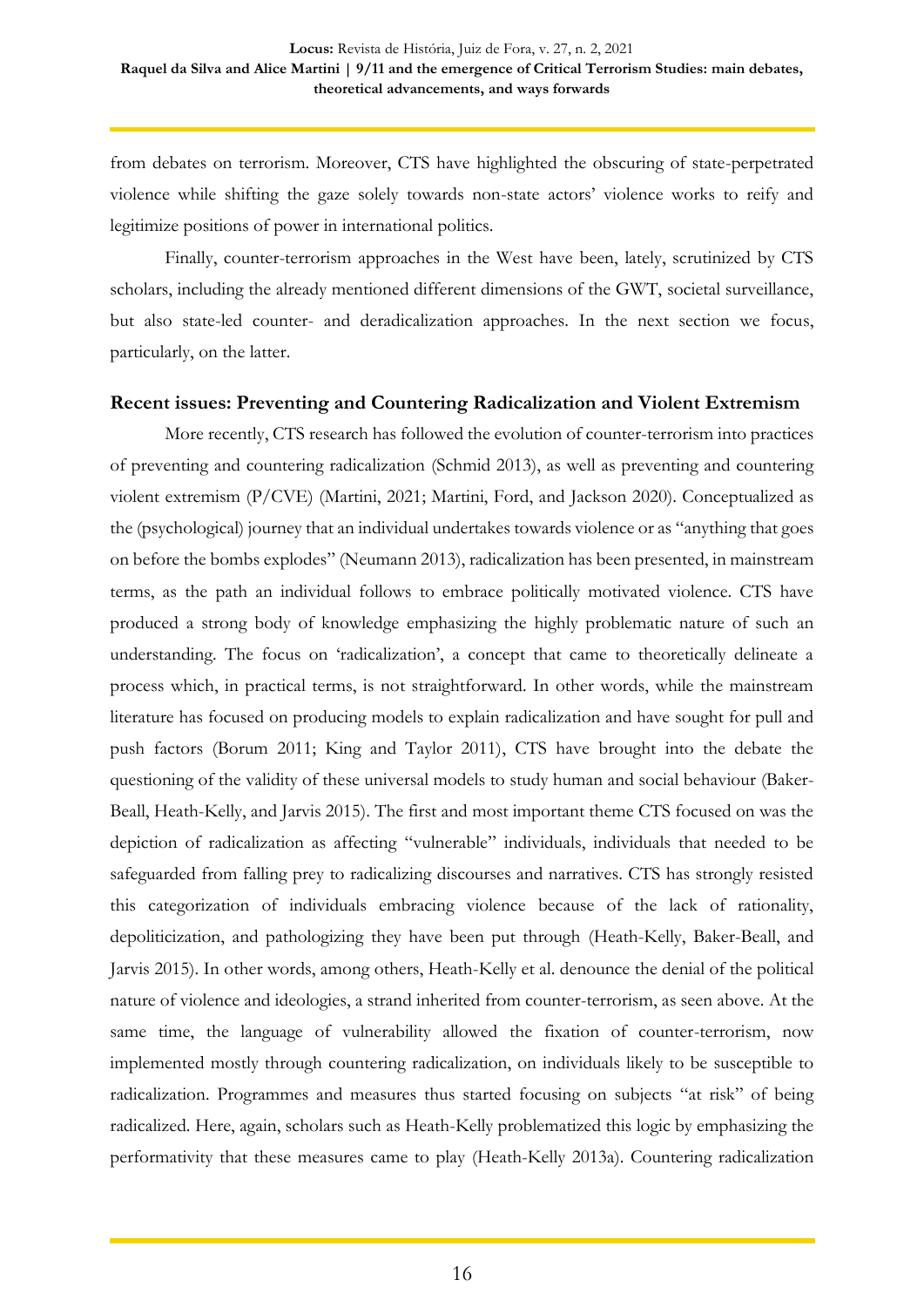from debates on terrorism. Moreover, CTS have highlighted the obscuring of state-perpetrated violence while shifting the gaze solely towards non-state actors' violence works to reify and legitimize positions of power in international politics.

Finally, counter-terrorism approaches in the West have been, lately, scrutinized by CTS scholars, including the already mentioned different dimensions of the GWT, societal surveillance, but also state-led counter- and deradicalization approaches. In the next section we focus, particularly, on the latter.

## Recent issues: Preventing and Countering Radicalization and Violent Extremism

More recently, CTS research has followed the evolution of counter-terrorism into practices of preventing and countering radicalization (Schmid 2013), as well as preventing and countering violent extremism (P/CVE) (Martini, 2021; Martini, Ford, and Jackson 2020). Conceptualized as the (psychological) journey that an individual undertakes towards violence or as "anything that goes on before the bombs explodes" (Neumann 2013), radicalization has been presented, in mainstream terms, as the path an individual follows to embrace politically motivated violence. CTS have produced a strong body of knowledge emphasizing the highly problematic nature of such an understanding. The focus on 'radicalization', a concept that came to theoretically delineate a process which, in practical terms, is not straightforward. In other words, while the mainstream literature has focused on producing models to explain radicalization and have sought for pull and push factors (Borum 2011; King and Taylor 2011), CTS have brought into the debate the questioning of the validity of these universal models to study human and social behaviour (Baker-Beall, Heath-Kelly, and Jarvis 2015). The first and most important theme CTS focused on was the depiction of radicalization as affecting "vulnerable" individuals, individuals that needed to be safeguarded from falling prey to radicalizing discourses and narratives. CTS has strongly resisted this categorization of individuals embracing violence because of the lack of rationality, depoliticization, and pathologizing they have been put through (Heath-Kelly, Baker-Beall, and Jarvis 2015). In other words, among others, Heath-Kelly et al. denounce the denial of the political nature of violence and ideologies, a strand inherited from counter-terrorism, as seen above. At the same time, the language of vulnerability allowed the fixation of counter-terrorism, now implemented mostly through countering radicalization, on individuals likely to be susceptible to radicalization. Programmes and measures thus started focusing on subjects "at risk" of being radicalized. Here, again, scholars such as Heath-Kelly problematized this logic by emphasizing the performativity that these measures came to play (Heath-Kelly 2013a). Countering radicalization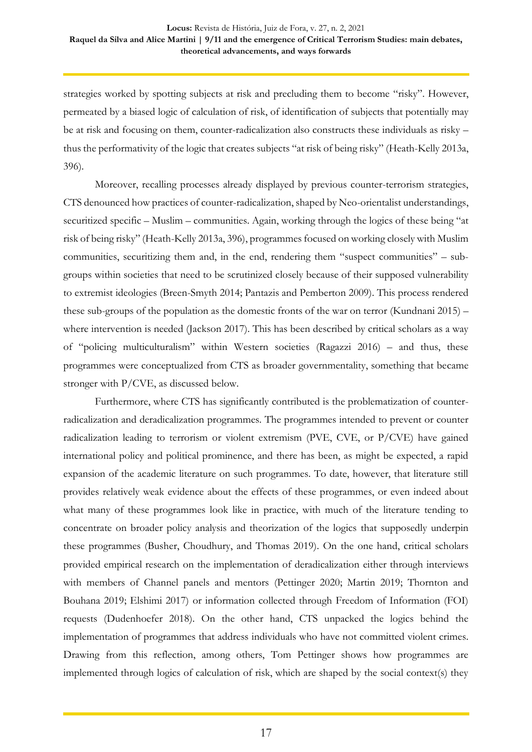strategies worked by spotting subjects at risk and precluding them to become "risky". However, permeated by a biased logic of calculation of risk, of identification of subjects that potentially may be at risk and focusing on them, counter-radicalization also constructs these individuals as risky – thus the performativity of the logic that creates subjects "at risk of being risky" (Heath-Kelly 2013a, 396).

Moreover, recalling processes already displayed by previous counter-terrorism strategies, CTS denounced how practices of counter-radicalization, shaped by Neo-orientalist understandings, securitized specific – Muslim – communities. Again, working through the logics of these being "at risk of being risky" (Heath-Kelly 2013a, 396), programmes focused on working closely with Muslim communities, securitizing them and, in the end, rendering them "suspect communities" – sub-groups within societies that need to be scrutinized closely because of their supposed vulnerability to extremist ideologies (Breen-Smyth 2014; Pantazis and Pemberton 2009). This process rendered these sub-groups of the population as the domestic fronts of the war on terror (Kundnani 2015) – where intervention is needed (Jackson 2017). This has been described by critical scholars as a way of "policing multiculturalism" within Western societies (Ragazzi 2016) – and thus, these programmes were conceptualized from CTS as broader governmentality, something that became stronger with P/CVE, as discussed below.

Furthermore, where CTS has significantly contributed is the problematization of counter-radicalization and deradicalization programmes. The programmes intended to prevent or counter radicalization leading to terrorism or violent extremism (PVE, CVE, or P/CVE) have gained international policy and political prominence, and there has been, as might be expected, a rapid expansion of the academic literature on such programmes. To date, however, that literature still provides relatively weak evidence about the effects of these programmes, or even indeed about what many of these programmes look like in practice, with much of the literature tending to concentrate on broader policy analysis and theorization of the logics that supposedly underpin these programmes (Busher, Choudhury, and Thomas 2019). On the one hand, critical scholars provided empirical research on the implementation of deradicalization either through interviews with members of Channel panels and mentors (Pettinger 2020; Martin 2019; Thornton and Bouhana 2019; Elshimi 2017) or information collected through Freedom of Information (FOI) requests (Dudenhoefer 2018). On the other hand, CTS unpacked the logics behind the implementation of programmes that address individuals who have not committed violent crimes. Drawing from this reflection, among others, Tom Pettinger shows how programmes are implemented through logics of calculation of risk, which are shaped by the social context(s) they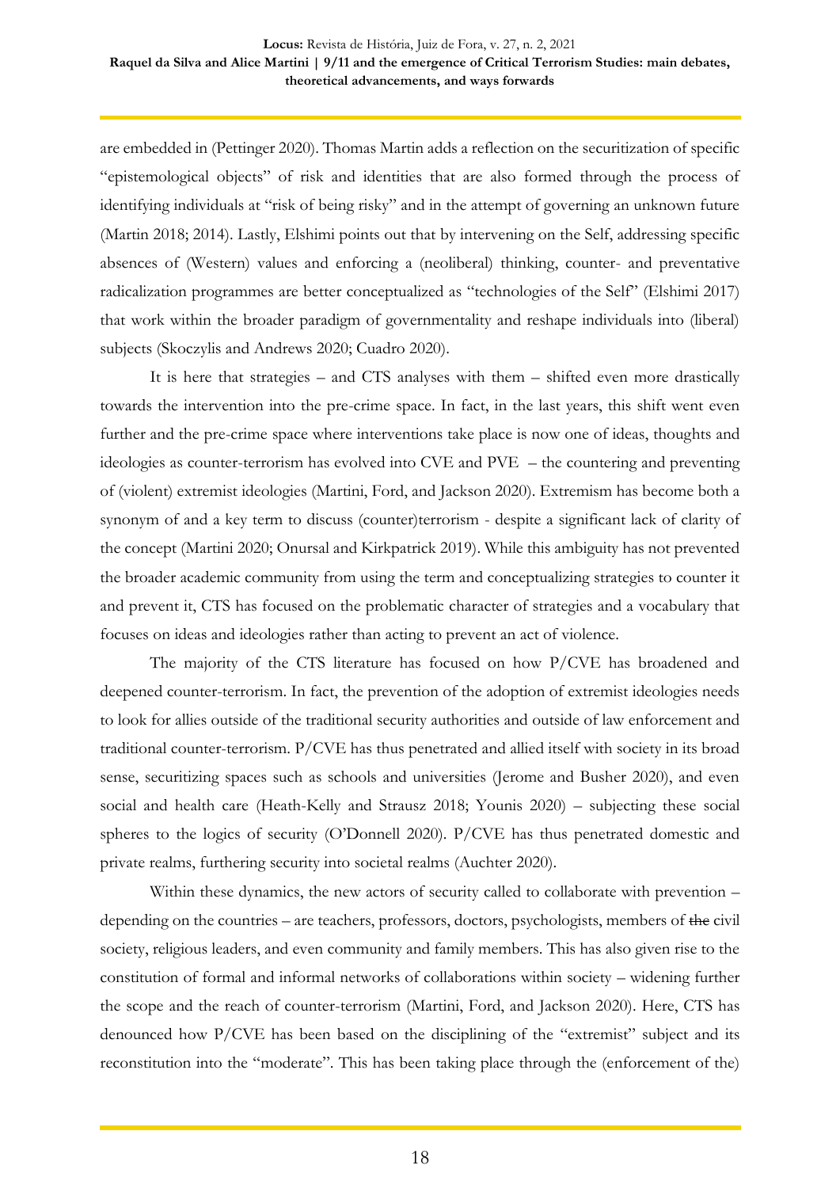are embedded in (Pettinger 2020). Thomas Martin adds a reflection on the securitization of specific "epistemological objects" of risk and identities that are also formed through the process of identifying individuals at "risk of being risky" and in the attempt of governing an unknown future (Martin 2018; 2014). Lastly, Elshimi points out that by intervening on the Self, addressing specific absences of (Western) values and enforcing a (neoliberal) thinking, counter- and preventative radicalization programmes are better conceptualized as "technologies of the Self" (Elshimi 2017) that work within the broader paradigm of governmentality and reshape individuals into (liberal) subjects (Skoczylis and Andrews 2020; Cuadro 2020).

It is here that strategies – and CTS analyses with them – shifted even more drastically towards the intervention into the pre-crime space. In fact, in the last years, this shift went even further and the pre-crime space where interventions take place is now one of ideas, thoughts and ideologies as counter-terrorism has evolved into CVE and PVE – the countering and preventing of (violent) extremist ideologies (Martini, Ford, and Jackson 2020). Extremism has become both a synonym of and a key term to discuss (counter)terrorism - despite a significant lack of clarity of the concept (Martini 2020; Onursal and Kirkpatrick 2019). While this ambiguity has not prevented the broader academic community from using the term and conceptualizing strategies to counter it and prevent it, CTS has focused on the problematic character of strategies and a vocabulary that focuses on ideas and ideologies rather than acting to prevent an act of violence.

The majority of the CTS literature has focused on how P/CVE has broadened and deepened counter-terrorism. In fact, the prevention of the adoption of extremist ideologies needs to look for allies outside of the traditional security authorities and outside of law enforcement and traditional counter-terrorism. P/CVE has thus penetrated and allied itself with society in its broad sense, securitizing spaces such as schools and universities (Jerome and Busher 2020), and even social and health care (Heath-Kelly and Strausz 2018; Younis 2020) – subjecting these social spheres to the logics of security (O'Donnell 2020). P/CVE has thus penetrated domestic and private realms, furthering security into societal realms (Auchter 2020).

Within these dynamics, the new actors of security called to collaborate with prevention – depending on the countries – are teachers, professors, doctors, psychologists, members of ~~the~~ civil society, religious leaders, and even community and family members. This has also given rise to the constitution of formal and informal networks of collaborations within society – widening further the scope and the reach of counter-terrorism (Martini, Ford, and Jackson 2020). Here, CTS has denounced how P/CVE has been based on the disciplining of the "extremist" subject and its reconstitution into the "moderate". This has been taking place through the (enforcement of the)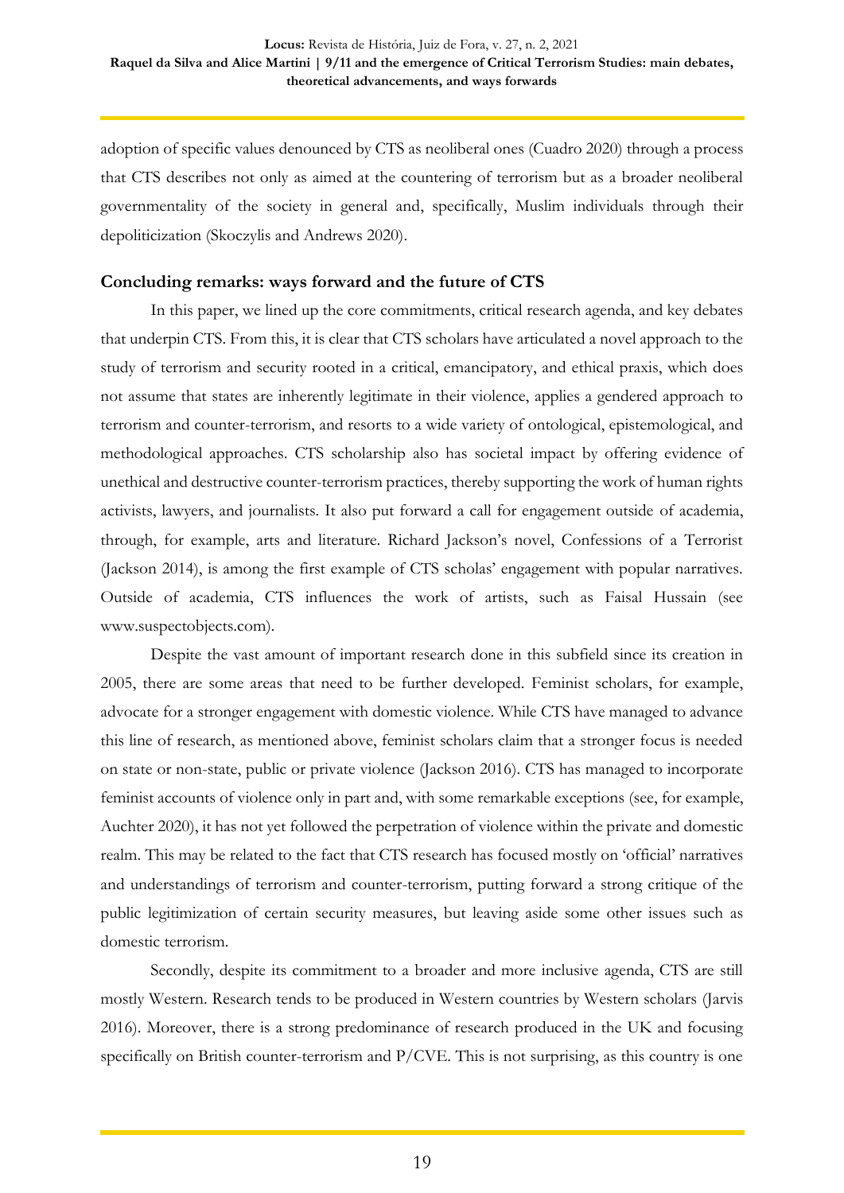adoption of specific values denounced by CTS as neoliberal ones (Cuadro 2020) through a process that CTS describes not only as aimed at the countering of terrorism but as a broader neoliberal governmentality of the society in general and, specifically, Muslim individuals through their depoliticization (Skoczylis and Andrews 2020).

## Concluding remarks: ways forward and the future of CTS

In this paper, we lined up the core commitments, critical research agenda, and key debates that underpin CTS. From this, it is clear that CTS scholars have articulated a novel approach to the study of terrorism and security rooted in a critical, emancipatory, and ethical praxis, which does not assume that states are inherently legitimate in their violence, applies a gendered approach to terrorism and counter-terrorism, and resorts to a wide variety of ontological, epistemological, and methodological approaches. CTS scholarship also has societal impact by offering evidence of unethical and destructive counter-terrorism practices, thereby supporting the work of human rights activists, lawyers, and journalists. It also put forward a call for engagement outside of academia, through, for example, arts and literature. Richard Jackson's novel, Confessions of a Terrorist (Jackson 2014), is among the first example of CTS scholas' engagement with popular narratives. Outside of academia, CTS influences the work of artists, such as Faisal Hussain (see www.suspectobjects.com).

Despite the vast amount of important research done in this subfield since its creation in 2005, there are some areas that need to be further developed. Feminist scholars, for example, advocate for a stronger engagement with domestic violence. While CTS have managed to advance this line of research, as mentioned above, feminist scholars claim that a stronger focus is needed on state or non-state, public or private violence (Jackson 2016). CTS has managed to incorporate feminist accounts of violence only in part and, with some remarkable exceptions (see, for example, Auchter 2020), it has not yet followed the perpetration of violence within the private and domestic realm. This may be related to the fact that CTS research has focused mostly on 'official' narratives and understandings of terrorism and counter-terrorism, putting forward a strong critique of the public legitimization of certain security measures, but leaving aside some other issues such as domestic terrorism.

Secondly, despite its commitment to a broader and more inclusive agenda, CTS are still mostly Western. Research tends to be produced in Western countries by Western scholars (Jarvis 2016). Moreover, there is a strong predominance of research produced in the UK and focusing specifically on British counter-terrorism and P/CVE. This is not surprising, as this country is one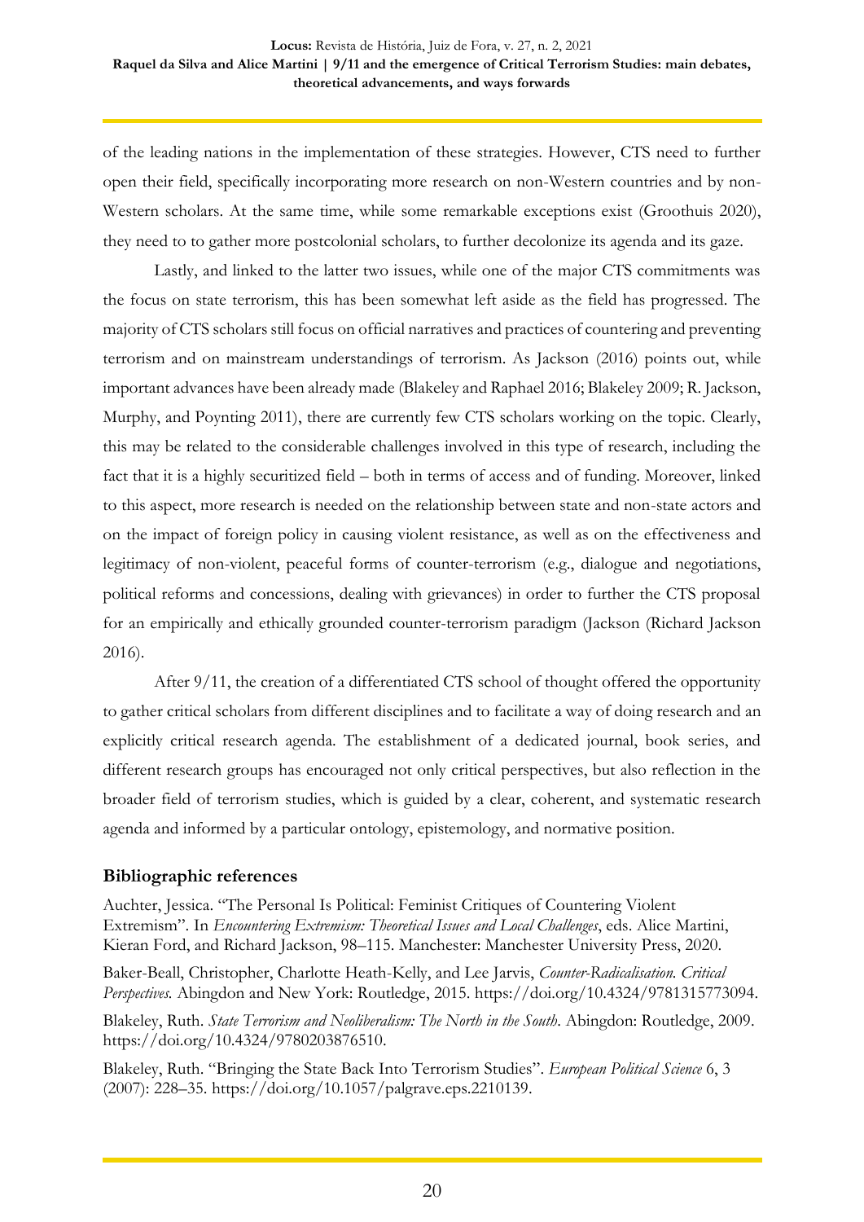of the leading nations in the implementation of these strategies. However, CTS need to further open their field, specifically incorporating more research on non-Western countries and by non-Western scholars. At the same time, while some remarkable exceptions exist (Groothuis 2020), they need to to gather more postcolonial scholars, to further decolonize its agenda and its gaze.

Lastly, and linked to the latter two issues, while one of the major CTS commitments was the focus on state terrorism, this has been somewhat left aside as the field has progressed. The majority of CTS scholars still focus on official narratives and practices of countering and preventing terrorism and on mainstream understandings of terrorism. As Jackson (2016) points out, while important advances have been already made (Blakeley and Raphael 2016; Blakeley 2009; R. Jackson, Murphy, and Poynting 2011), there are currently few CTS scholars working on the topic. Clearly, this may be related to the considerable challenges involved in this type of research, including the fact that it is a highly securitized field – both in terms of access and of funding. Moreover, linked to this aspect, more research is needed on the relationship between state and non-state actors and on the impact of foreign policy in causing violent resistance, as well as on the effectiveness and legitimacy of non-violent, peaceful forms of counter-terrorism (e.g., dialogue and negotiations, political reforms and concessions, dealing with grievances) in order to further the CTS proposal for an empirically and ethically grounded counter-terrorism paradigm (Jackson (Richard Jackson 2016).

After 9/11, the creation of a differentiated CTS school of thought offered the opportunity to gather critical scholars from different disciplines and to facilitate a way of doing research and an explicitly critical research agenda. The establishment of a dedicated journal, book series, and different research groups has encouraged not only critical perspectives, but also reflection in the broader field of terrorism studies, which is guided by a clear, coherent, and systematic research agenda and informed by a particular ontology, epistemology, and normative position.

## Bibliographic references

Auchter, Jessica. "The Personal Is Political: Feminist Critiques of Countering Violent Extremism". In *Encountering Extremism: Theoretical Issues and Local Challenges*, eds. Alice Martini, Kieran Ford, and Richard Jackson, 98–115. Manchester: Manchester University Press, 2020.

Baker-Beall, Christopher, Charlotte Heath-Kelly, and Lee Jarvis, *Counter-Radicalisation. Critical Perspectives.* Abingdon and New York: Routledge, 2015. https://doi.org/10.4324/9781315773094.

Blakeley, Ruth. *State Terrorism and Neoliberalism: The North in the South*. Abingdon: Routledge, 2009. https://doi.org/10.4324/9780203876510.

Blakeley, Ruth. "Bringing the State Back Into Terrorism Studies". *European Political Science* 6, 3 (2007): 228–35. https://doi.org/10.1057/palgrave.eps.2210139.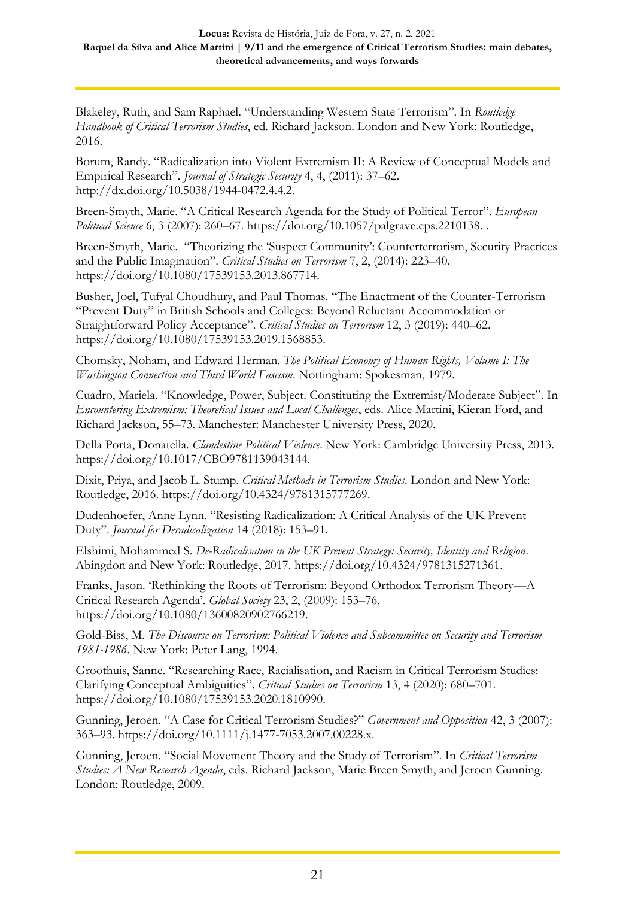Blakeley, Ruth, and Sam Raphael. "Understanding Western State Terrorism". In *Routledge Handbook of Critical Terrorism Studies*, ed. Richard Jackson. London and New York: Routledge, 2016.

Borum, Randy. "Radicalization into Violent Extremism II: A Review of Conceptual Models and Empirical Research". *Journal of Strategic Security* 4, 4, (2011): 37–62. http://dx.doi.org/10.5038/1944-0472.4.4.2.

Breen-Smyth, Marie. "A Critical Research Agenda for the Study of Political Terror". *European Political Science* 6, 3 (2007): 260–67. https://doi.org/10.1057/palgrave.eps.2210138. .

Breen-Smyth, Marie. "Theorizing the 'Suspect Community': Counterterrorism, Security Practices and the Public Imagination". *Critical Studies on Terrorism* 7, 2, (2014): 223–40. https://doi.org/10.1080/17539153.2013.867714.

Busher, Joel, Tufyal Choudhury, and Paul Thomas. "The Enactment of the Counter-Terrorism "Prevent Duty" in British Schools and Colleges: Beyond Reluctant Accommodation or Straightforward Policy Acceptance". *Critical Studies on Terrorism* 12, 3 (2019): 440–62. https://doi.org/10.1080/17539153.2019.1568853.

Chomsky, Noham, and Edward Herman. *The Political Economy of Human Rights, Volume I: The Washington Connection and Third World Fascism*. Nottingham: Spokesman, 1979.

Cuadro, Mariela. "Knowledge, Power, Subject. Constituting the Extremist/Moderate Subject". In *Encountering Extremism: Theoretical Issues and Local Challenges*, eds. Alice Martini, Kieran Ford, and Richard Jackson, 55–73. Manchester: Manchester University Press, 2020.

Della Porta, Donatella. *Clandestine Political Violence*. New York: Cambridge University Press, 2013. https://doi.org/10.1017/CBO9781139043144.

Dixit, Priya, and Jacob L. Stump. *Critical Methods in Terrorism Studies*. London and New York: Routledge, 2016. https://doi.org/10.4324/9781315777269.

Dudenhoefer, Anne Lynn. "Resisting Radicalization: A Critical Analysis of the UK Prevent Duty". *Journal for Deradicalization* 14 (2018): 153–91.

Elshimi, Mohammed S. *De-Radicalisation in the UK Prevent Strategy: Security, Identity and Religion*. Abingdon and New York: Routledge, 2017. https://doi.org/10.4324/9781315271361.

Franks, Jason. 'Rethinking the Roots of Terrorism: Beyond Orthodox Terrorism Theory—A Critical Research Agenda'. *Global Society* 23, 2, (2009): 153–76. https://doi.org/10.1080/13600820902766219.

Gold-Biss, M. *The Discourse on Terrorism: Political Violence and Subcommittee on Security and Terrorism 1981-1986*. New York: Peter Lang, 1994.

Groothuis, Sanne. "Researching Race, Racialisation, and Racism in Critical Terrorism Studies: Clarifying Conceptual Ambiguities". *Critical Studies on Terrorism* 13, 4 (2020): 680–701. https://doi.org/10.1080/17539153.2020.1810990.

Gunning, Jeroen. "A Case for Critical Terrorism Studies?" *Government and Opposition* 42, 3 (2007): 363–93. https://doi.org/10.1111/j.1477-7053.2007.00228.x.

Gunning, Jeroen. "Social Movement Theory and the Study of Terrorism". In *Critical Terrorism Studies: A New Research Agenda*, eds. Richard Jackson, Marie Breen Smyth, and Jeroen Gunning. London: Routledge, 2009.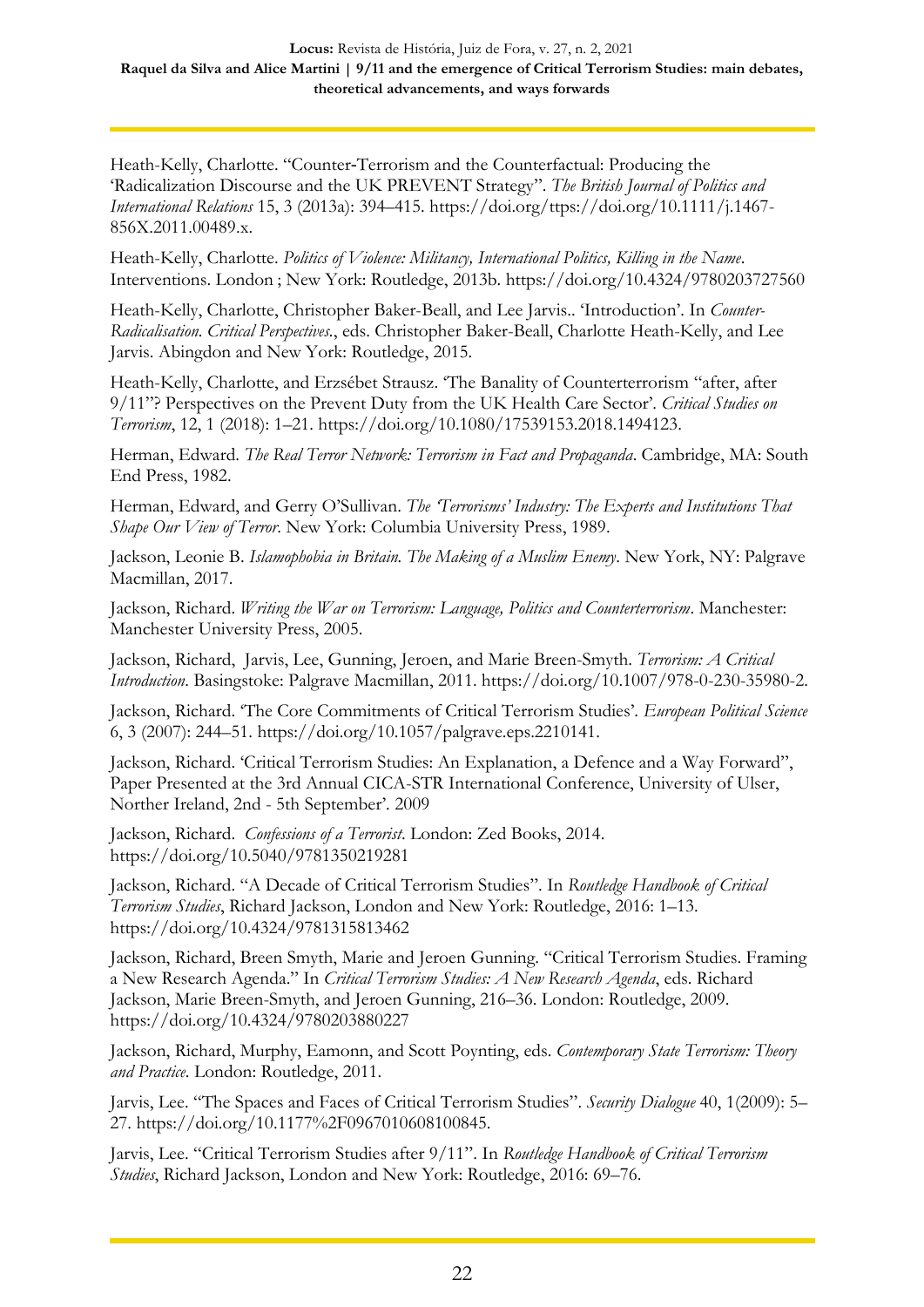Heath-Kelly, Charlotte. "Counter-Terrorism and the Counterfactual: Producing the 'Radicalization Discourse and the UK PREVENT Strategy". *The British Journal of Politics and International Relations* 15, 3 (2013a): 394–415. https://doi.org/ttps://doi.org/10.1111/j.1467-856X.2011.00489.x.

Heath-Kelly, Charlotte. *Politics of Violence: Militancy, International Politics, Killing in the Name*. Interventions. London ; New York: Routledge, 2013b. https://doi.org/10.4324/9780203727560

Heath-Kelly, Charlotte, Christopher Baker-Beall, and Lee Jarvis.. 'Introduction'. In *Counter-Radicalisation. Critical Perspectives.*, eds. Christopher Baker-Beall, Charlotte Heath-Kelly, and Lee Jarvis. Abingdon and New York: Routledge, 2015.

Heath-Kelly, Charlotte, and Erzsébet Strausz. 'The Banality of Counterterrorism "after, after 9/11"? Perspectives on the Prevent Duty from the UK Health Care Sector'. *Critical Studies on Terrorism*, 12, 1 (2018): 1–21. https://doi.org/10.1080/17539153.2018.1494123.

Herman, Edward. *The Real Terror Network: Terrorism in Fact and Propaganda*. Cambridge, MA: South End Press, 1982.

Herman, Edward, and Gerry O'Sullivan. *The 'Terrorisms' Industry: The Experts and Institutions That Shape Our View of Terror*. New York: Columbia University Press, 1989.

Jackson, Leonie B. *Islamophobia in Britain. The Making of a Muslim Enemy*. New York, NY: Palgrave Macmillan, 2017.

Jackson, Richard. *Writing the War on Terrorism: Language, Politics and Counterterrorism*. Manchester: Manchester University Press, 2005.

Jackson, Richard, Jarvis, Lee, Gunning, Jeroen, and Marie Breen-Smyth. *Terrorism: A Critical Introduction*. Basingstoke: Palgrave Macmillan, 2011. https://doi.org/10.1007/978-0-230-35980-2.

Jackson, Richard. 'The Core Commitments of Critical Terrorism Studies'. *European Political Science* 6, 3 (2007): 244–51. https://doi.org/10.1057/palgrave.eps.2210141.

Jackson, Richard. 'Critical Terrorism Studies: An Explanation, a Defence and a Way Forward", Paper Presented at the 3rd Annual CICA-STR International Conference, University of Ulser, Norther Ireland, 2nd - 5th September'. 2009

Jackson, Richard. *Confessions of a Terrorist*. London: Zed Books, 2014. https://doi.org/10.5040/9781350219281

Jackson, Richard. "A Decade of Critical Terrorism Studies". In *Routledge Handbook of Critical Terrorism Studies*, Richard Jackson, London and New York: Routledge, 2016: 1–13. https://doi.org/10.4324/9781315813462

Jackson, Richard, Breen Smyth, Marie and Jeroen Gunning. "Critical Terrorism Studies. Framing a New Research Agenda." In *Critical Terrorism Studies: A New Research Agenda*, eds. Richard Jackson, Marie Breen-Smyth, and Jeroen Gunning, 216–36. London: Routledge, 2009. https://doi.org/10.4324/9780203880227

Jackson, Richard, Murphy, Eamonn, and Scott Poynting, eds. *Contemporary State Terrorism: Theory and Practice*. London: Routledge, 2011.

Jarvis, Lee. "The Spaces and Faces of Critical Terrorism Studies". *Security Dialogue* 40, 1(2009): 5–27. https://doi.org/10.1177%2F0967010608100845.

Jarvis, Lee. "Critical Terrorism Studies after 9/11". In *Routledge Handbook of Critical Terrorism Studies*, Richard Jackson, London and New York: Routledge, 2016: 69–76.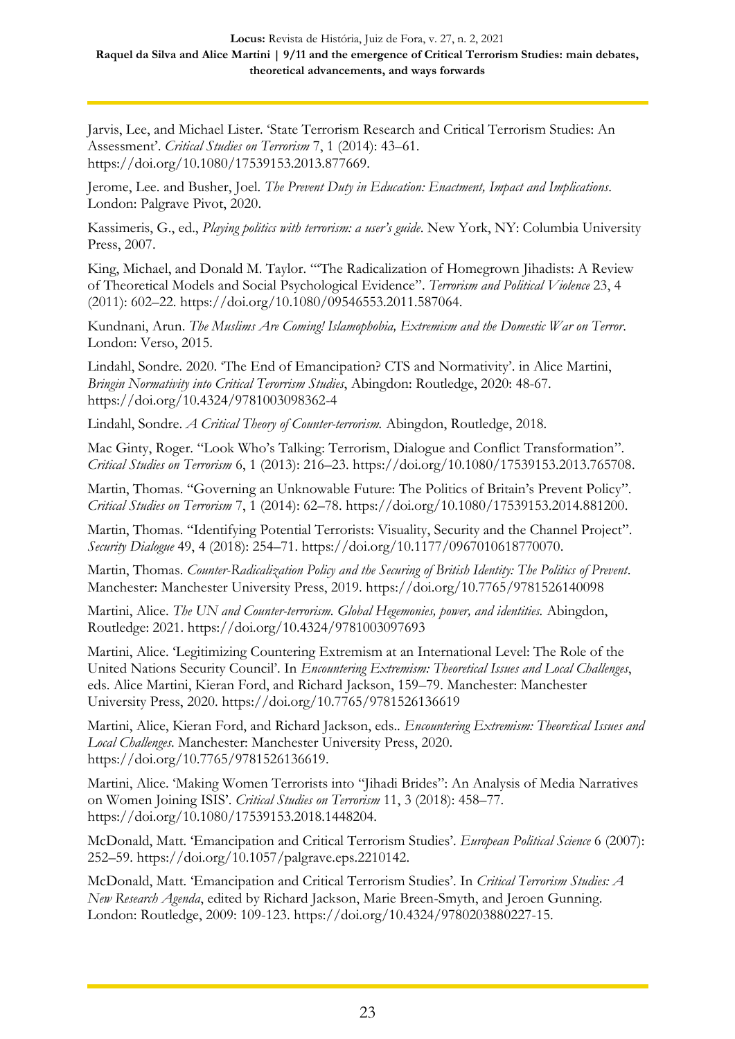Jarvis, Lee, and Michael Lister. 'State Terrorism Research and Critical Terrorism Studies: An Assessment'. *Critical Studies on Terrorism* 7, 1 (2014): 43–61. https://doi.org/10.1080/17539153.2013.877669.

Jerome, Lee. and Busher, Joel. *The Prevent Duty in Education: Enactment, Impact and Implications*. London: Palgrave Pivot, 2020.

Kassimeris, G., ed., *Playing politics with terrorism: a user's guide*. New York, NY: Columbia University Press, 2007.

King, Michael, and Donald M. Taylor. "'The Radicalization of Homegrown Jihadists: A Review of Theoretical Models and Social Psychological Evidence". *Terrorism and Political Violence* 23, 4 (2011): 602–22. https://doi.org/10.1080/09546553.2011.587064.

Kundnani, Arun. *The Muslims Are Coming! Islamophobia, Extremism and the Domestic War on Terror*. London: Verso, 2015.

Lindahl, Sondre. 2020. 'The End of Emancipation? CTS and Normativity'. in Alice Martini, *Bringin Normativity into Critical Terorrism Studies*, Abingdon: Routledge, 2020: 48-67. https://doi.org/10.4324/9781003098362-4

Lindahl, Sondre. *A Critical Theory of Counter-terrorism.* Abingdon, Routledge, 2018.

Mac Ginty, Roger. "Look Who's Talking: Terrorism, Dialogue and Conflict Transformation". *Critical Studies on Terrorism* 6, 1 (2013): 216–23. https://doi.org/10.1080/17539153.2013.765708.

Martin, Thomas. "Governing an Unknowable Future: The Politics of Britain's Prevent Policy". *Critical Studies on Terrorism* 7, 1 (2014): 62–78. https://doi.org/10.1080/17539153.2014.881200.

Martin, Thomas. "Identifying Potential Terrorists: Visuality, Security and the Channel Project". *Security Dialogue* 49, 4 (2018): 254–71. https://doi.org/10.1177/0967010618770070.

Martin, Thomas. *Counter-Radicalization Policy and the Securing of British Identity: The Politics of Prevent*. Manchester: Manchester University Press, 2019. https://doi.org/10.7765/9781526140098

Martini, Alice. *The UN and Counter-terrorism. Global Hegemonies, power, and identities.* Abingdon, Routledge: 2021. https://doi.org/10.4324/9781003097693

Martini, Alice. 'Legitimizing Countering Extremism at an International Level: The Role of the United Nations Security Council'. In *Encountering Extremism: Theoretical Issues and Local Challenges*, eds. Alice Martini, Kieran Ford, and Richard Jackson, 159–79. Manchester: Manchester University Press, 2020. https://doi.org/10.7765/9781526136619

Martini, Alice, Kieran Ford, and Richard Jackson, eds.. *Encountering Extremism: Theoretical Issues and Local Challenges*. Manchester: Manchester University Press, 2020. https://doi.org/10.7765/9781526136619.

Martini, Alice. 'Making Women Terrorists into "Jihadi Brides": An Analysis of Media Narratives on Women Joining ISIS'. *Critical Studies on Terrorism* 11, 3 (2018): 458–77. https://doi.org/10.1080/17539153.2018.1448204.

McDonald, Matt. 'Emancipation and Critical Terrorism Studies'. *European Political Science* 6 (2007): 252–59. https://doi.org/10.1057/palgrave.eps.2210142.

McDonald, Matt. 'Emancipation and Critical Terrorism Studies'. In *Critical Terrorism Studies: A New Research Agenda*, edited by Richard Jackson, Marie Breen-Smyth, and Jeroen Gunning. London: Routledge, 2009: 109-123. https://doi.org/10.4324/9780203880227-15.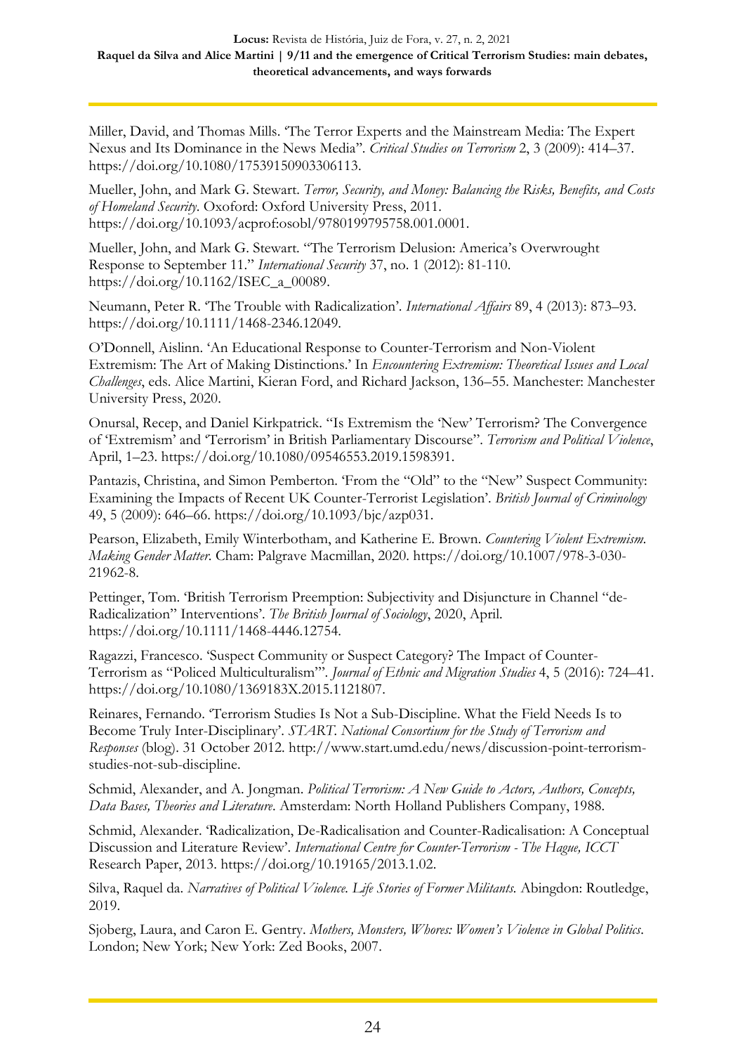Miller, David, and Thomas Mills. 'The Terror Experts and the Mainstream Media: The Expert Nexus and Its Dominance in the News Media". *Critical Studies on Terrorism* 2, 3 (2009): 414–37. https://doi.org/10.1080/17539150903306113.

Mueller, John, and Mark G. Stewart. *Terror, Security, and Money: Balancing the Risks, Benefits, and Costs of Homeland Security*. Oxoford: Oxford University Press, 2011. https://doi.org/10.1093/acprof:osobl/9780199795758.001.0001.

Mueller, John, and Mark G. Stewart. "The Terrorism Delusion: America's Overwrought Response to September 11." *International Security* 37, no. 1 (2012): 81-110. https://doi.org/10.1162/ISEC_a_00089.

Neumann, Peter R. 'The Trouble with Radicalization'. *International Affairs* 89, 4 (2013): 873–93. https://doi.org/10.1111/1468-2346.12049.

O'Donnell, Aislinn. 'An Educational Response to Counter-Terrorism and Non-Violent Extremism: The Art of Making Distinctions.' In *Encountering Extremism: Theoretical Issues and Local Challenges*, eds. Alice Martini, Kieran Ford, and Richard Jackson, 136–55. Manchester: Manchester University Press, 2020.

Onursal, Recep, and Daniel Kirkpatrick. "Is Extremism the 'New' Terrorism? The Convergence of 'Extremism' and 'Terrorism' in British Parliamentary Discourse". *Terrorism and Political Violence*, April, 1–23. https://doi.org/10.1080/09546553.2019.1598391.

Pantazis, Christina, and Simon Pemberton. 'From the "Old" to the "New" Suspect Community: Examining the Impacts of Recent UK Counter-Terrorist Legislation'. *British Journal of Criminology* 49, 5 (2009): 646–66. https://doi.org/10.1093/bjc/azp031.

Pearson, Elizabeth, Emily Winterbotham, and Katherine E. Brown. *Countering Violent Extremism. Making Gender Matter.* Cham: Palgrave Macmillan, 2020. https://doi.org/10.1007/978-3-030-21962-8.

Pettinger, Tom. 'British Terrorism Preemption: Subjectivity and Disjuncture in Channel "de-Radicalization" Interventions'. *The British Journal of Sociology*, 2020, April. https://doi.org/10.1111/1468-4446.12754.

Ragazzi, Francesco. 'Suspect Community or Suspect Category? The Impact of Counter-Terrorism as "Policed Multiculturalism"'. *Journal of Ethnic and Migration Studies* 4, 5 (2016): 724–41. https://doi.org/10.1080/1369183X.2015.1121807.

Reinares, Fernando. 'Terrorism Studies Is Not a Sub-Discipline. What the Field Needs Is to Become Truly Inter-Disciplinary'. *START. National Consortium for the Study of Terrorism and Responses* (blog). 31 October 2012. http://www.start.umd.edu/news/discussion-point-terrorism-studies-not-sub-discipline.

Schmid, Alexander, and A. Jongman. *Political Terrorism: A New Guide to Actors, Authors, Concepts, Data Bases, Theories and Literature*. Amsterdam: North Holland Publishers Company, 1988.

Schmid, Alexander. 'Radicalization, De-Radicalisation and Counter-Radicalisation: A Conceptual Discussion and Literature Review'. *International Centre for Counter-Terrorism - The Hague, ICCT* Research Paper, 2013. https://doi.org/10.19165/2013.1.02.

Silva, Raquel da. *Narratives of Political Violence. Life Stories of Former Militants.* Abingdon: Routledge, 2019.

Sjoberg, Laura, and Caron E. Gentry. *Mothers, Monsters, Whores: Women's Violence in Global Politics*. London; New York; New York: Zed Books, 2007.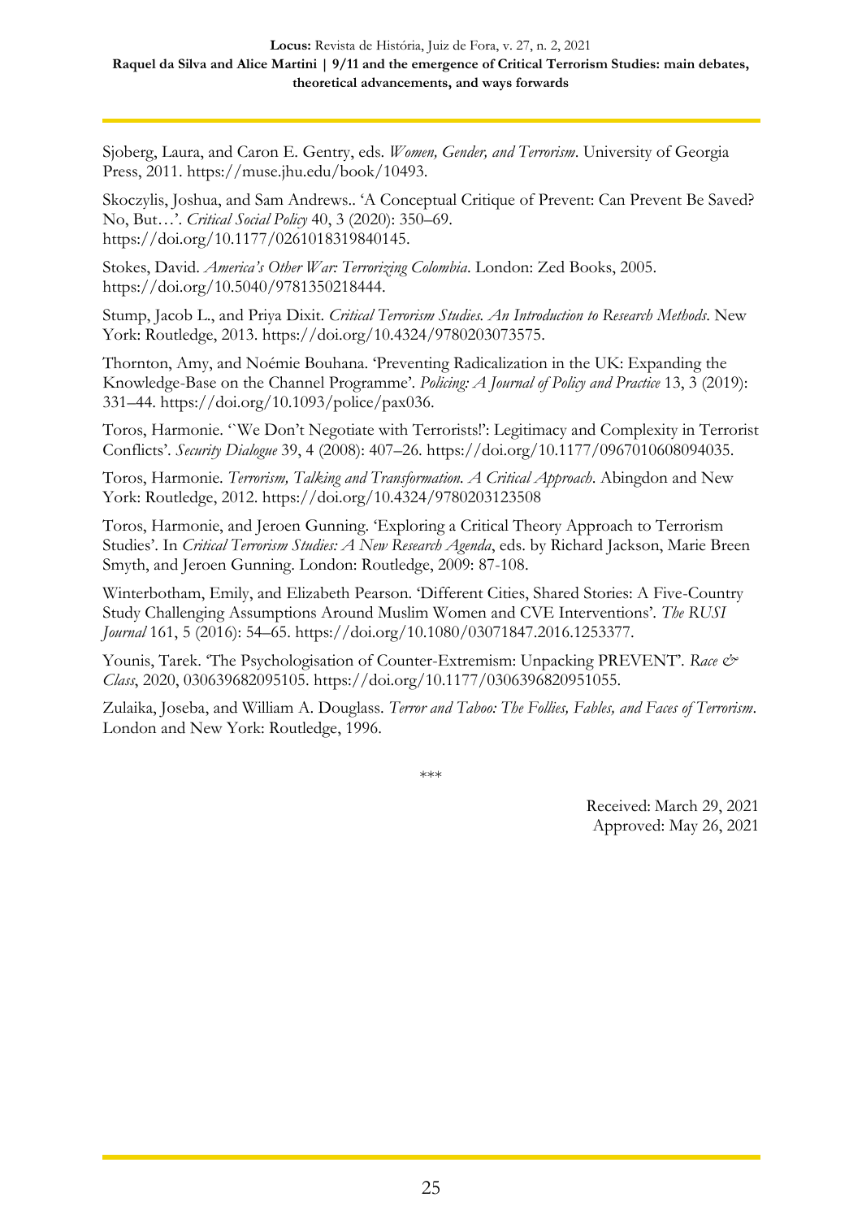Sjoberg, Laura, and Caron E. Gentry, eds. *Women, Gender, and Terrorism*. University of Georgia Press, 2011. https://muse.jhu.edu/book/10493.

Skoczylis, Joshua, and Sam Andrews.. 'A Conceptual Critique of Prevent: Can Prevent Be Saved? No, But…'. *Critical Social Policy* 40, 3 (2020): 350–69. https://doi.org/10.1177/0261018319840145.

Stokes, David. *America's Other War: Terrorizing Colombia*. London: Zed Books, 2005. https://doi.org/10.5040/9781350218444.

Stump, Jacob L., and Priya Dixit. *Critical Terrorism Studies. An Introduction to Research Methods*. New York: Routledge, 2013. https://doi.org/10.4324/9780203073575.

Thornton, Amy, and Noémie Bouhana. 'Preventing Radicalization in the UK: Expanding the Knowledge-Base on the Channel Programme'. *Policing: A Journal of Policy and Practice* 13, 3 (2019): 331–44. https://doi.org/10.1093/police/pax036.

Toros, Harmonie. '`We Don't Negotiate with Terrorists!': Legitimacy and Complexity in Terrorist Conflicts'. *Security Dialogue* 39, 4 (2008): 407–26. https://doi.org/10.1177/0967010608094035.

Toros, Harmonie. *Terrorism, Talking and Transformation. A Critical Approach*. Abingdon and New York: Routledge, 2012. https://doi.org/10.4324/9780203123508

Toros, Harmonie, and Jeroen Gunning. 'Exploring a Critical Theory Approach to Terrorism Studies'. In *Critical Terrorism Studies: A New Research Agenda*, eds. by Richard Jackson, Marie Breen Smyth, and Jeroen Gunning. London: Routledge, 2009: 87-108.

Winterbotham, Emily, and Elizabeth Pearson. 'Different Cities, Shared Stories: A Five-Country Study Challenging Assumptions Around Muslim Women and CVE Interventions'. *The RUSI Journal* 161, 5 (2016): 54–65. https://doi.org/10.1080/03071847.2016.1253377.

Younis, Tarek. 'The Psychologisation of Counter-Extremism: Unpacking PREVENT'. *Race & Class*, 2020, 030639682095105. https://doi.org/10.1177/0306396820951055.

Zulaika, Joseba, and William A. Douglass. *Terror and Taboo: The Follies, Fables, and Faces of Terrorism*. London and New York: Routledge, 1996.

\*\*\*

Received: March 29, 2021
Approved: May 26, 2021